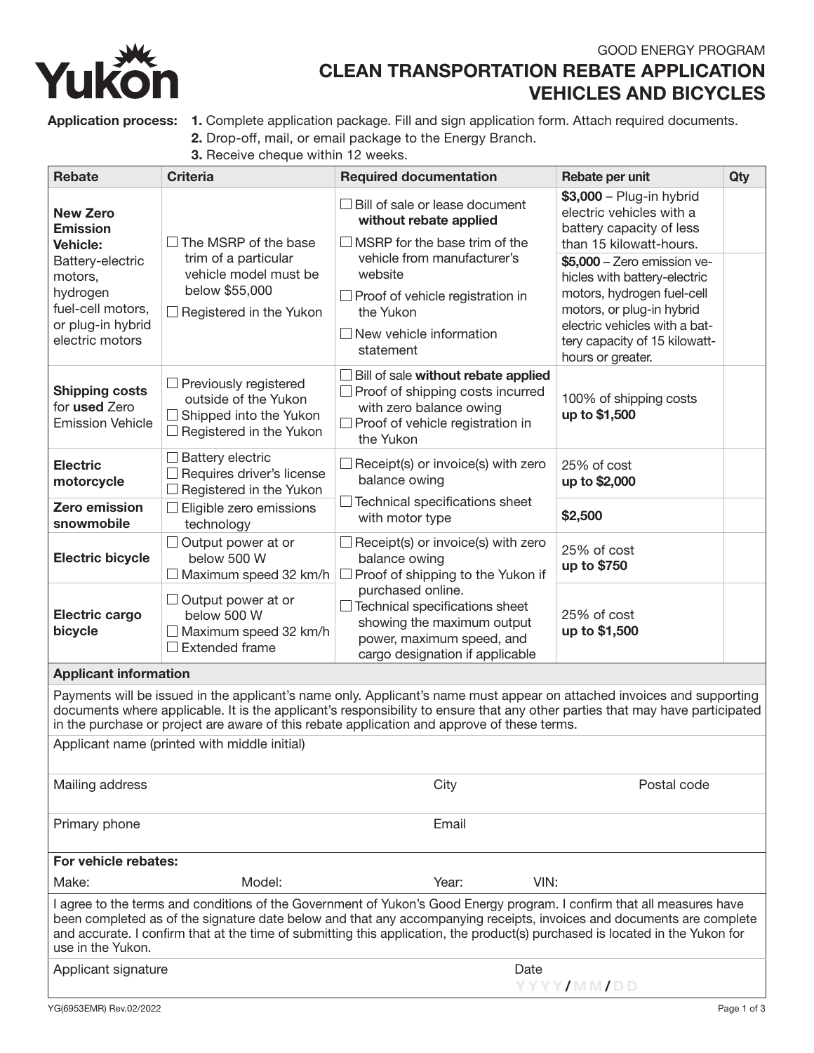GOOD ENERGY PROGRAM

# CLEAN TRANSPORTATION REBATE APPLICATION VEHICLES AND BICYCLES

**Application process:**
1. Complete application package. Fill and sign application form. Attach required documents.
2. Drop-off, mail, or email package to the Energy Branch.
3. Receive cheque within 12 weeks.

| Rebate | Criteria | Required documentation | Rebate per unit | Qty |
|---|---|---|---|---|
| **New Zero Emission Vehicle:** Battery-electric motors, hydrogen fuel-cell motors, or plug-in hybrid electric motors | ☐ The MSRP of the base trim of a particular vehicle model must be below $55,000<br>☐ Registered in the Yukon | ☐ Bill of sale or lease document **without rebate applied**<br>☐ MSRP for the base trim of the vehicle from manufacturer's website<br>☐ Proof of vehicle registration in the Yukon<br>☐ New vehicle information statement | **$3,000** – Plug-in hybrid electric vehicles with a battery capacity of less than 15 kilowatt-hours. | |
| | | | **$5,000** – Zero emission vehicles with battery-electric motors, hydrogen fuel-cell motors, or plug-in hybrid electric vehicles with a battery capacity of 15 kilowatt-hours or greater. | |
| **Shipping costs** for **used** Zero Emission Vehicle | ☐ Previously registered outside of the Yukon<br>☐ Shipped into the Yukon<br>☐ Registered in the Yukon | ☐ Bill of sale **without rebate applied**<br>☐ Proof of shipping costs incurred with zero balance owing<br>☐ Proof of vehicle registration in the Yukon | 100% of shipping costs **up to $1,500** | |
| **Electric motorcycle** | ☐ Battery electric<br>☐ Requires driver's license<br>☐ Registered in the Yukon | ☐ Receipt(s) or invoice(s) with zero balance owing<br>☐ Technical specifications sheet with motor type | 25% of cost **up to $2,000** | |
| **Zero emission snowmobile** | ☐ Eligible zero emissions technology | | **$2,500** | |
| **Electric bicycle** | ☐ Output power at or below 500 W<br>☐ Maximum speed 32 km/h | ☐ Receipt(s) or invoice(s) with zero balance owing<br>☐ Proof of shipping to the Yukon if purchased online.<br>☐ Technical specifications sheet showing the maximum output power, maximum speed, and cargo designation if applicable | 25% of cost **up to $750** | |
| **Electric cargo bicycle** | ☐ Output power at or below 500 W<br>☐ Maximum speed 32 km/h<br>☐ Extended frame | | 25% of cost **up to $1,500** | |

**Applicant information**

Payments will be issued in the applicant's name only. Applicant's name must appear on attached invoices and supporting documents where applicable. It is the applicant's responsibility to ensure that any other parties that may have participated in the purchase or project are aware of this rebate application and approve of these terms.

Applicant name (printed with middle initial)

Mailing address | City | Postal code

Primary phone | Email

**For vehicle rebates:**

Make: | Model: | Year: | VIN:

I agree to the terms and conditions of the Government of Yukon's Good Energy program. I confirm that all measures have been completed as of the signature date below and that any accompanying receipts, invoices and documents are complete and accurate. I confirm that at the time of submitting this application, the product(s) purchased is located in the Yukon for use in the Yukon.

Applicant signature | Date YYYY/MM/DD

YG(6953EMR) Rev.02/2022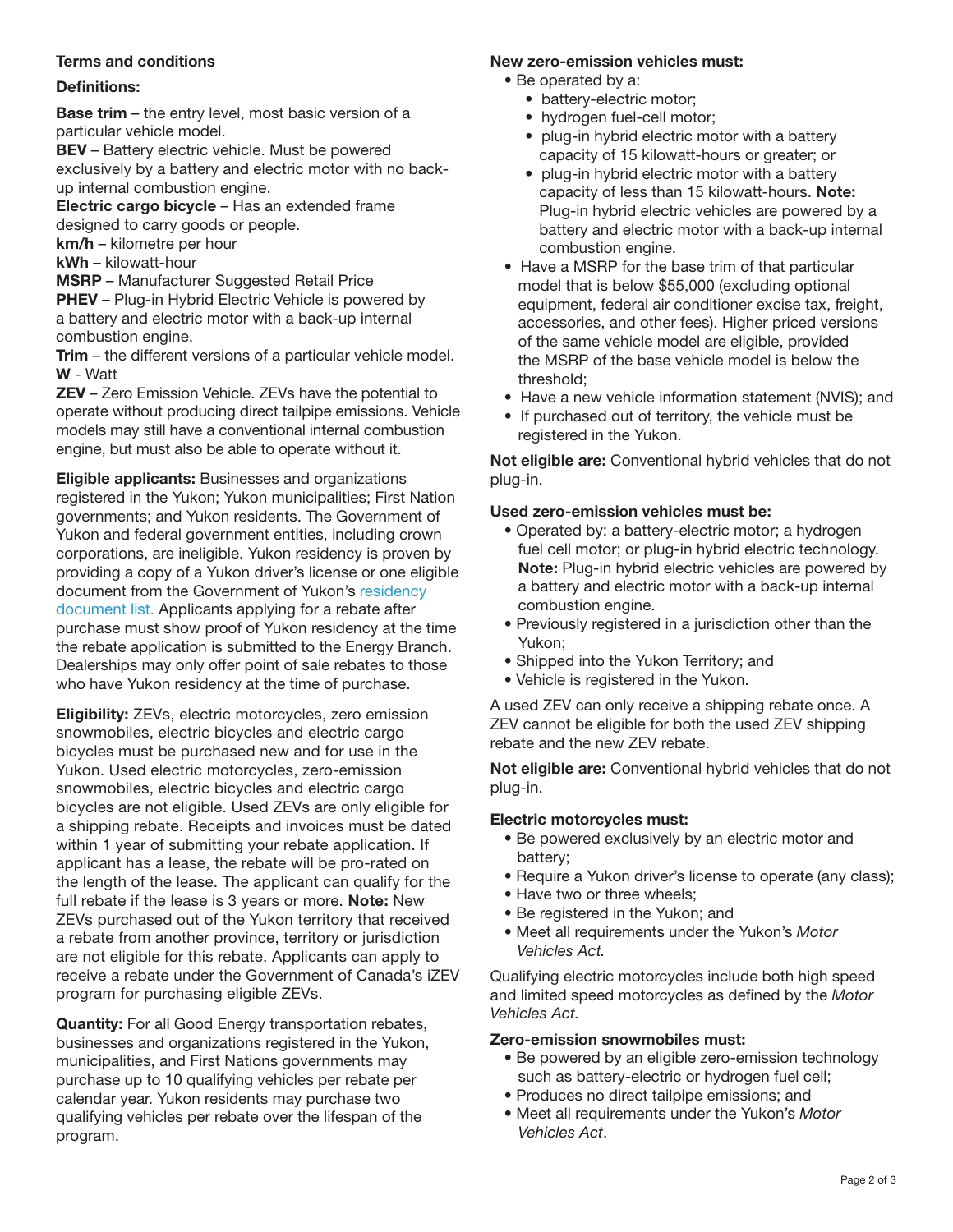**Terms and conditions**

**Definitions:**

**Base trim** – the entry level, most basic version of a particular vehicle model.
**BEV** – Battery electric vehicle. Must be powered exclusively by a battery and electric motor with no back-up internal combustion engine.
**Electric cargo bicycle** – Has an extended frame designed to carry goods or people.
**km/h** – kilometre per hour
**kWh** – kilowatt-hour
**MSRP** – Manufacturer Suggested Retail Price
**PHEV** – Plug-in Hybrid Electric Vehicle is powered by a battery and electric motor with a back-up internal combustion engine.
**Trim** – the different versions of a particular vehicle model.
**W** - Watt
**ZEV** – Zero Emission Vehicle. ZEVs have the potential to operate without producing direct tailpipe emissions. Vehicle models may still have a conventional internal combustion engine, but must also be able to operate without it.

**Eligible applicants:** Businesses and organizations registered in the Yukon; Yukon municipalities; First Nation governments; and Yukon residents. The Government of Yukon and federal government entities, including crown corporations, are ineligible. Yukon residency is proven by providing a copy of a Yukon driver's license or one eligible document from the Government of Yukon's residency document list. Applicants applying for a rebate after purchase must show proof of Yukon residency at the time the rebate application is submitted to the Energy Branch. Dealerships may only offer point of sale rebates to those who have Yukon residency at the time of purchase.

**Eligibility:** ZEVs, electric motorcycles, zero emission snowmobiles, electric bicycles and electric cargo bicycles must be purchased new and for use in the Yukon. Used electric motorcycles, zero-emission snowmobiles, electric bicycles and electric cargo bicycles are not eligible. Used ZEVs are only eligible for a shipping rebate. Receipts and invoices must be dated within 1 year of submitting your rebate application. If applicant has a lease, the rebate will be pro-rated on the length of the lease. The applicant can qualify for the full rebate if the lease is 3 years or more. **Note:** New ZEVs purchased out of the Yukon territory that received a rebate from another province, territory or jurisdiction are not eligible for this rebate. Applicants can apply to receive a rebate under the Government of Canada's iZEV program for purchasing eligible ZEVs.

**Quantity:** For all Good Energy transportation rebates, businesses and organizations registered in the Yukon, municipalities, and First Nations governments may purchase up to 10 qualifying vehicles per rebate per calendar year. Yukon residents may purchase two qualifying vehicles per rebate over the lifespan of the program.

**New zero-emission vehicles must:**

- Be operated by a:
  - battery-electric motor;
  - hydrogen fuel-cell motor;
  - plug-in hybrid electric motor with a battery capacity of 15 kilowatt-hours or greater; or
  - plug-in hybrid electric motor with a battery capacity of less than 15 kilowatt-hours. **Note:** Plug-in hybrid electric vehicles are powered by a battery and electric motor with a back-up internal combustion engine.
- Have a MSRP for the base trim of that particular model that is below $55,000 (excluding optional equipment, federal air conditioner excise tax, freight, accessories, and other fees). Higher priced versions of the same vehicle model are eligible, provided the MSRP of the base vehicle model is below the threshold;
- Have a new vehicle information statement (NVIS); and
- If purchased out of territory, the vehicle must be registered in the Yukon.

**Not eligible are:** Conventional hybrid vehicles that do not plug-in.

**Used zero-emission vehicles must be:**

- Operated by: a battery-electric motor; a hydrogen fuel cell motor; or plug-in hybrid electric technology. **Note:** Plug-in hybrid electric vehicles are powered by a battery and electric motor with a back-up internal combustion engine.
- Previously registered in a jurisdiction other than the Yukon;
- Shipped into the Yukon Territory; and
- Vehicle is registered in the Yukon.

A used ZEV can only receive a shipping rebate once. A ZEV cannot be eligible for both the used ZEV shipping rebate and the new ZEV rebate.

**Not eligible are:** Conventional hybrid vehicles that do not plug-in.

**Electric motorcycles must:**

- Be powered exclusively by an electric motor and battery;
- Require a Yukon driver's license to operate (any class);
- Have two or three wheels;
- Be registered in the Yukon; and
- Meet all requirements under the Yukon's *Motor Vehicles Act*.

Qualifying electric motorcycles include both high speed and limited speed motorcycles as defined by the *Motor Vehicles Act.*

**Zero-emission snowmobiles must:**

- Be powered by an eligible zero-emission technology such as battery-electric or hydrogen fuel cell;
- Produces no direct tailpipe emissions; and
- Meet all requirements under the Yukon's *Motor Vehicles Act*.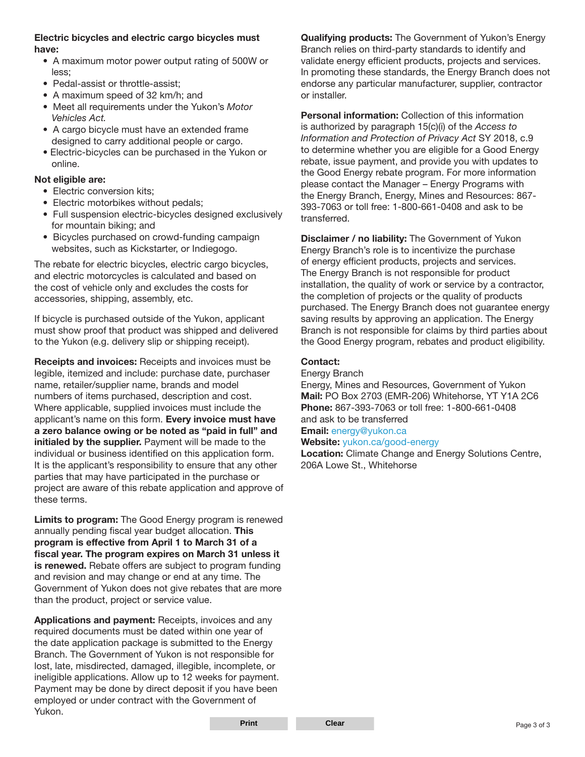**Electric bicycles and electric cargo bicycles must have:**

- A maximum motor power output rating of 500W or less;
- Pedal-assist or throttle-assist;
- A maximum speed of 32 km/h; and
- Meet all requirements under the Yukon's *Motor Vehicles Act.*
- A cargo bicycle must have an extended frame designed to carry additional people or cargo.
- Electric-bicycles can be purchased in the Yukon or online.

**Not eligible are:**

- Electric conversion kits;
- Electric motorbikes without pedals;
- Full suspension electric-bicycles designed exclusively for mountain biking; and
- Bicycles purchased on crowd-funding campaign websites, such as Kickstarter, or Indiegogo.

The rebate for electric bicycles, electric cargo bicycles, and electric motorcycles is calculated and based on the cost of vehicle only and excludes the costs for accessories, shipping, assembly, etc.

If bicycle is purchased outside of the Yukon, applicant must show proof that product was shipped and delivered to the Yukon (e.g. delivery slip or shipping receipt).

**Receipts and invoices:** Receipts and invoices must be legible, itemized and include: purchase date, purchaser name, retailer/supplier name, brands and model numbers of items purchased, description and cost. Where applicable, supplied invoices must include the applicant's name on this form. **Every invoice must have a zero balance owing or be noted as "paid in full" and initialed by the supplier.** Payment will be made to the individual or business identified on this application form. It is the applicant's responsibility to ensure that any other parties that may have participated in the purchase or project are aware of this rebate application and approve of these terms.

**Limits to program:** The Good Energy program is renewed annually pending fiscal year budget allocation. **This program is effective from April 1 to March 31 of a fiscal year. The program expires on March 31 unless it is renewed.** Rebate offers are subject to program funding and revision and may change or end at any time. The Government of Yukon does not give rebates that are more than the product, project or service value.

**Applications and payment:** Receipts, invoices and any required documents must be dated within one year of the date application package is submitted to the Energy Branch. The Government of Yukon is not responsible for lost, late, misdirected, damaged, illegible, incomplete, or ineligible applications. Allow up to 12 weeks for payment. Payment may be done by direct deposit if you have been employed or under contract with the Government of Yukon.

**Qualifying products:** The Government of Yukon's Energy Branch relies on third-party standards to identify and validate energy efficient products, projects and services. In promoting these standards, the Energy Branch does not endorse any particular manufacturer, supplier, contractor or installer.

**Personal information:** Collection of this information is authorized by paragraph 15(c)(i) of the *Access to Information and Protection of Privacy Act* SY 2018, c.9 to determine whether you are eligible for a Good Energy rebate, issue payment, and provide you with updates to the Good Energy rebate program. For more information please contact the Manager – Energy Programs with the Energy Branch, Energy, Mines and Resources: 867-393-7063 or toll free: 1-800-661-0408 and ask to be transferred.

**Disclaimer / no liability:** The Government of Yukon Energy Branch's role is to incentivize the purchase of energy efficient products, projects and services. The Energy Branch is not responsible for product installation, the quality of work or service by a contractor, the completion of projects or the quality of products purchased. The Energy Branch does not guarantee energy saving results by approving an application. The Energy Branch is not responsible for claims by third parties about the Good Energy program, rebates and product eligibility.

**Contact:**

Energy Branch
Energy, Mines and Resources, Government of Yukon
**Mail:** PO Box 2703 (EMR-206) Whitehorse, YT Y1A 2C6
**Phone:** 867-393-7063 or toll free: 1-800-661-0408 and ask to be transferred
**Email:** energy@yukon.ca
**Website:** yukon.ca/good-energy
**Location:** Climate Change and Energy Solutions Centre, 206A Lowe St., Whitehorse

Print Clear